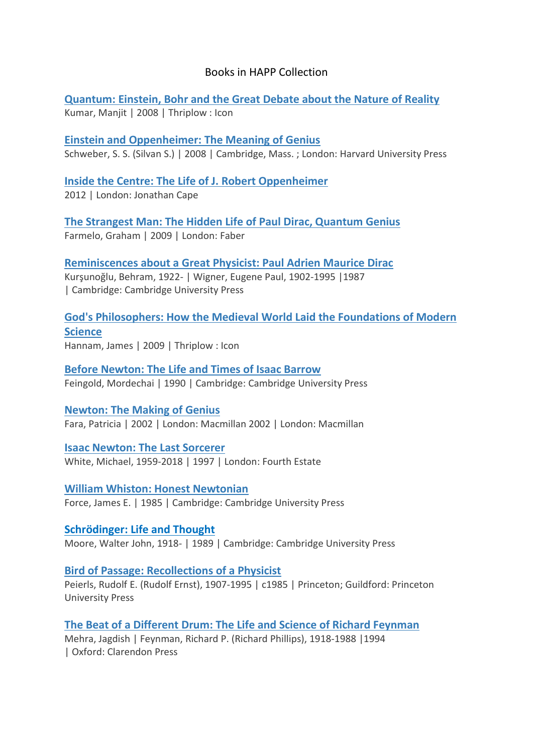# Books in HAPP Collection

**Quantum: Einstein, Bohr and the Great Debate about the Nature of Reality**
Kumar, Manjit | 2008 | Thriplow : Icon

**Einstein and Oppenheimer: The Meaning of Genius**
Schweber, S. S. (Silvan S.) | 2008 | Cambridge, Mass. ; London: Harvard University Press

**Inside the Centre: The Life of J. Robert Oppenheimer**
2012 | London: Jonathan Cape

**The Strangest Man: The Hidden Life of Paul Dirac, Quantum Genius**
Farmelo, Graham | 2009 | London: Faber

**Reminiscences about a Great Physicist: Paul Adrien Maurice Dirac**
Kurşunoğlu, Behram, 1922- | Wigner, Eugene Paul, 1902-1995 |1987 | Cambridge: Cambridge University Press

**God's Philosophers: How the Medieval World Laid the Foundations of Modern Science**
Hannam, James | 2009 | Thriplow : Icon

**Before Newton: The Life and Times of Isaac Barrow**
Feingold, Mordechai | 1990 | Cambridge: Cambridge University Press

**Newton: The Making of Genius**
Fara, Patricia | 2002 | London: Macmillan 2002 | London: Macmillan

**Isaac Newton: The Last Sorcerer**
White, Michael, 1959-2018 | 1997 | London: Fourth Estate

**William Whiston: Honest Newtonian**
Force, James E. | 1985 | Cambridge: Cambridge University Press

**Schrödinger: Life and Thought**
Moore, Walter John, 1918- | 1989 | Cambridge: Cambridge University Press

**Bird of Passage: Recollections of a Physicist**
Peierls, Rudolf E. (Rudolf Ernst), 1907-1995 | c1985 | Princeton; Guildford: Princeton University Press

**The Beat of a Different Drum: The Life and Science of Richard Feynman**
Mehra, Jagdish | Feynman, Richard P. (Richard Phillips), 1918-1988 |1994 | Oxford: Clarendon Press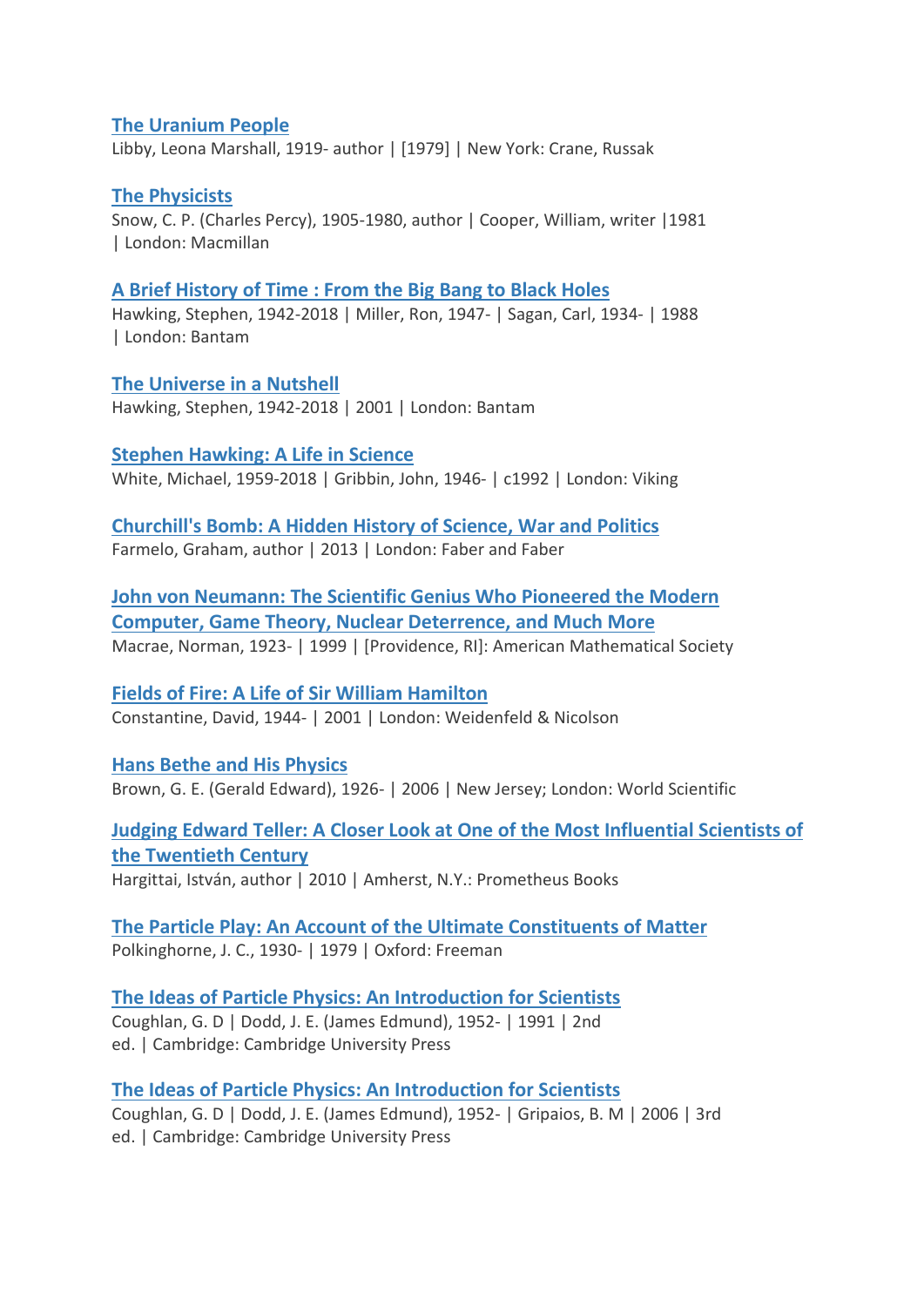**The Uranium People**
Libby, Leona Marshall, 1919- author | [1979] | New York: Crane, Russak

**The Physicists**
Snow, C. P. (Charles Percy), 1905-1980, author | Cooper, William, writer |1981 | London: Macmillan

**A Brief History of Time : From the Big Bang to Black Holes**
Hawking, Stephen, 1942-2018 | Miller, Ron, 1947- | Sagan, Carl, 1934- | 1988 | London: Bantam

**The Universe in a Nutshell**
Hawking, Stephen, 1942-2018 | 2001 | London: Bantam

**Stephen Hawking: A Life in Science**
White, Michael, 1959-2018 | Gribbin, John, 1946- | c1992 | London: Viking

**Churchill's Bomb: A Hidden History of Science, War and Politics**
Farmelo, Graham, author | 2013 | London: Faber and Faber

**John von Neumann: The Scientific Genius Who Pioneered the Modern Computer, Game Theory, Nuclear Deterrence, and Much More**
Macrae, Norman, 1923- | 1999 | [Providence, RI]: American Mathematical Society

**Fields of Fire: A Life of Sir William Hamilton**
Constantine, David, 1944- | 2001 | London: Weidenfeld & Nicolson

**Hans Bethe and His Physics**
Brown, G. E. (Gerald Edward), 1926- | 2006 | New Jersey; London: World Scientific

**Judging Edward Teller: A Closer Look at One of the Most Influential Scientists of the Twentieth Century**
Hargittai, István, author | 2010 | Amherst, N.Y.: Prometheus Books

**The Particle Play: An Account of the Ultimate Constituents of Matter**
Polkinghorne, J. C., 1930- | 1979 | Oxford: Freeman

**The Ideas of Particle Physics: An Introduction for Scientists**
Coughlan, G. D | Dodd, J. E. (James Edmund), 1952- | 1991 | 2nd ed. | Cambridge: Cambridge University Press

**The Ideas of Particle Physics: An Introduction for Scientists**
Coughlan, G. D | Dodd, J. E. (James Edmund), 1952- | Gripaios, B. M | 2006 | 3rd ed. | Cambridge: Cambridge University Press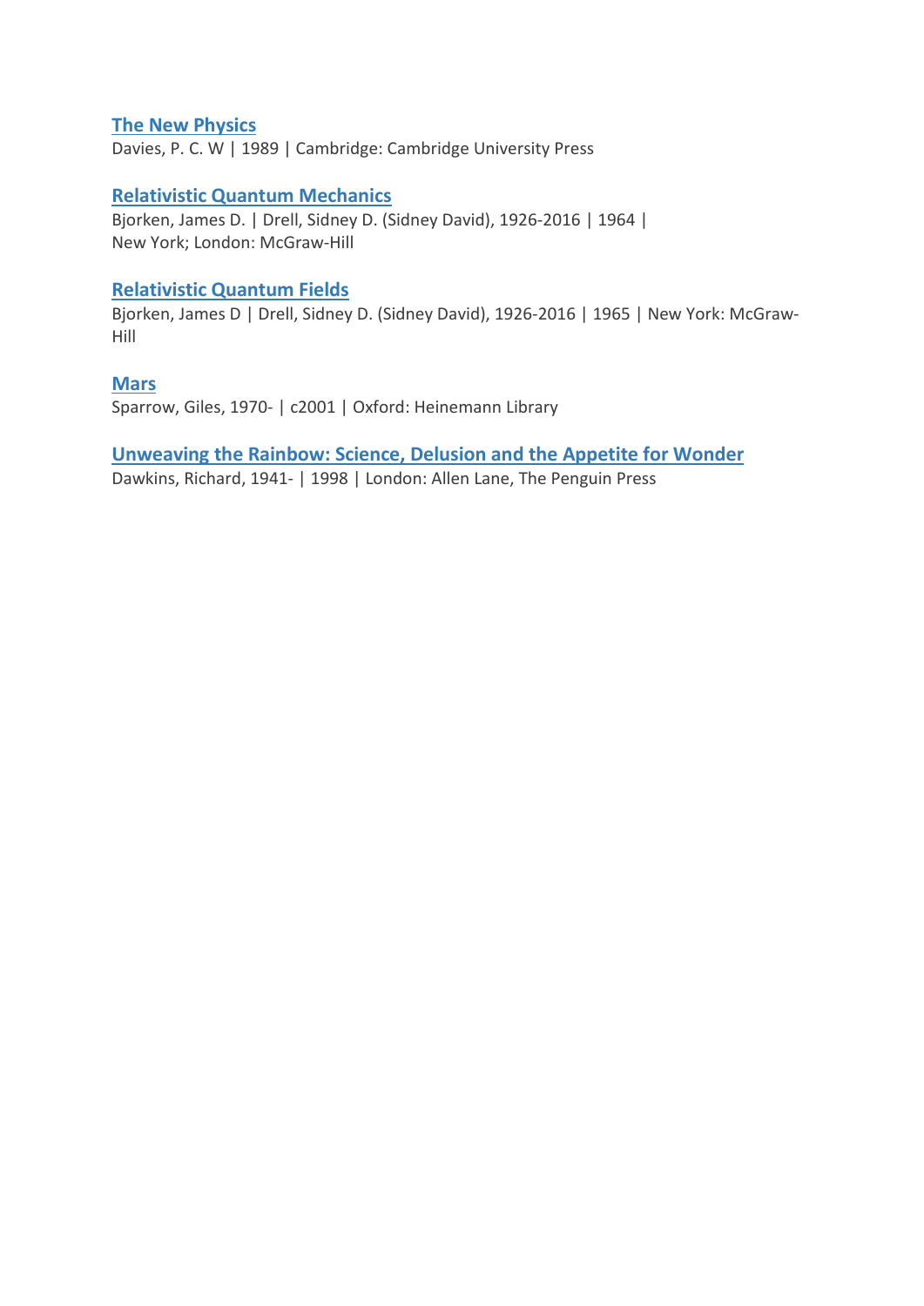**The New Physics**
Davies, P. C. W | 1989 | Cambridge: Cambridge University Press

**Relativistic Quantum Mechanics**
Bjorken, James D. | Drell, Sidney D. (Sidney David), 1926-2016 | 1964 | New York; London: McGraw-Hill

**Relativistic Quantum Fields**
Bjorken, James D | Drell, Sidney D. (Sidney David), 1926-2016 | 1965 | New York: McGraw-Hill

**Mars**
Sparrow, Giles, 1970- | c2001 | Oxford: Heinemann Library

**Unweaving the Rainbow: Science, Delusion and the Appetite for Wonder**
Dawkins, Richard, 1941- | 1998 | London: Allen Lane, The Penguin Press